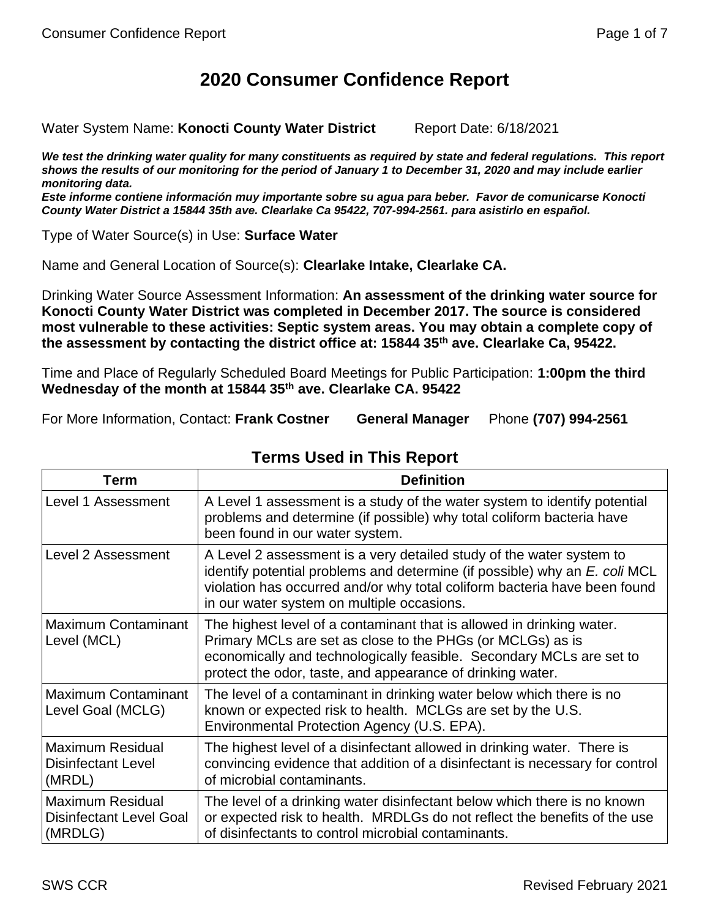# 2020 Consumer Confidence Report

Water System Name: **Konocti County Water District** Report Date: 6/18/2021

***We test the drinking water quality for many constituents as required by state and federal regulations. This report shows the results of our monitoring for the period of January 1 to December 31, 2020 and may include earlier monitoring data.***

***Este informe contiene información muy importante sobre su agua para beber. Favor de comunicarse Konocti County Water District a 15844 35th ave. Clearlake Ca 95422, 707-994-2561. para asistirlo en español.***

Type of Water Source(s) in Use: **Surface Water**

Name and General Location of Source(s): **Clearlake Intake, Clearlake CA.**

Drinking Water Source Assessment Information: **An assessment of the drinking water source for Konocti County Water District was completed in December 2017. The source is considered most vulnerable to these activities: Septic system areas. You may obtain a complete copy of the assessment by contacting the district office at: 15844 35th ave. Clearlake Ca, 95422.**

Time and Place of Regularly Scheduled Board Meetings for Public Participation: **1:00pm the third Wednesday of the month at 15844 35th ave. Clearlake CA. 95422**

For More Information, Contact: **Frank Costner** **General Manager** Phone **(707) 994-2561**

## Terms Used in This Report

| Term | Definition |
|---|---|
| Level 1 Assessment | A Level 1 assessment is a study of the water system to identify potential problems and determine (if possible) why total coliform bacteria have been found in our water system. |
| Level 2 Assessment | A Level 2 assessment is a very detailed study of the water system to identify potential problems and determine (if possible) why an *E. coli* MCL violation has occurred and/or why total coliform bacteria have been found in our water system on multiple occasions. |
| Maximum Contaminant Level (MCL) | The highest level of a contaminant that is allowed in drinking water. Primary MCLs are set as close to the PHGs (or MCLGs) as is economically and technologically feasible. Secondary MCLs are set to protect the odor, taste, and appearance of drinking water. |
| Maximum Contaminant Level Goal (MCLG) | The level of a contaminant in drinking water below which there is no known or expected risk to health. MCLGs are set by the U.S. Environmental Protection Agency (U.S. EPA). |
| Maximum Residual Disinfectant Level (MRDL) | The highest level of a disinfectant allowed in drinking water. There is convincing evidence that addition of a disinfectant is necessary for control of microbial contaminants. |
| Maximum Residual Disinfectant Level Goal (MRDLG) | The level of a drinking water disinfectant below which there is no known or expected risk to health. MRDLGs do not reflect the benefits of the use of disinfectants to control microbial contaminants. |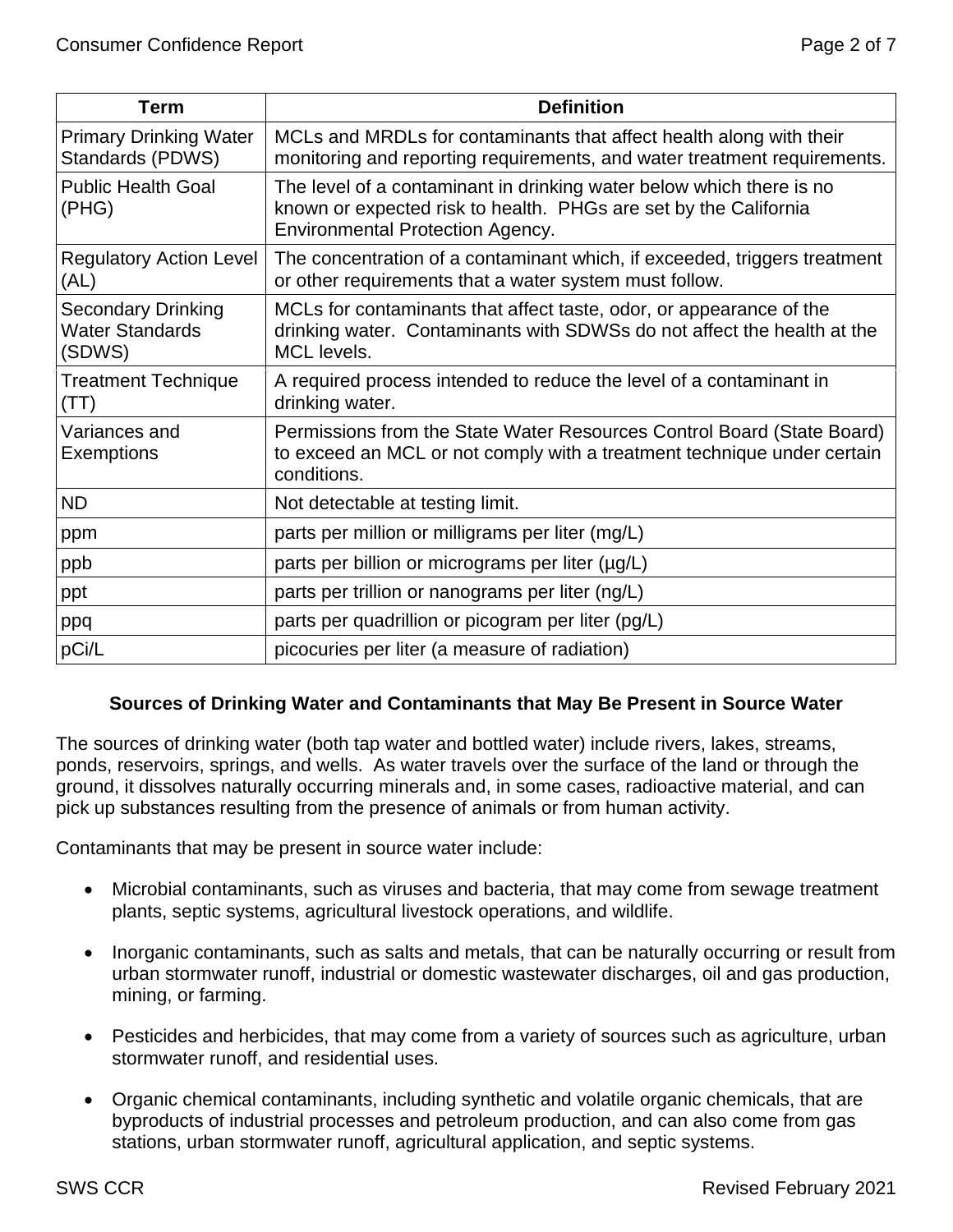| Term | Definition |
|---|---|
| Primary Drinking Water Standards (PDWS) | MCLs and MRDLs for contaminants that affect health along with their monitoring and reporting requirements, and water treatment requirements. |
| Public Health Goal (PHG) | The level of a contaminant in drinking water below which there is no known or expected risk to health. PHGs are set by the California Environmental Protection Agency. |
| Regulatory Action Level (AL) | The concentration of a contaminant which, if exceeded, triggers treatment or other requirements that a water system must follow. |
| Secondary Drinking Water Standards (SDWS) | MCLs for contaminants that affect taste, odor, or appearance of the drinking water. Contaminants with SDWSs do not affect the health at the MCL levels. |
| Treatment Technique (TT) | A required process intended to reduce the level of a contaminant in drinking water. |
| Variances and Exemptions | Permissions from the State Water Resources Control Board (State Board) to exceed an MCL or not comply with a treatment technique under certain conditions. |
| ND | Not detectable at testing limit. |
| ppm | parts per million or milligrams per liter (mg/L) |
| ppb | parts per billion or micrograms per liter (µg/L) |
| ppt | parts per trillion or nanograms per liter (ng/L) |
| ppq | parts per quadrillion or picogram per liter (pg/L) |
| pCi/L | picocuries per liter (a measure of radiation) |

## Sources of Drinking Water and Contaminants that May Be Present in Source Water

The sources of drinking water (both tap water and bottled water) include rivers, lakes, streams, ponds, reservoirs, springs, and wells. As water travels over the surface of the land or through the ground, it dissolves naturally occurring minerals and, in some cases, radioactive material, and can pick up substances resulting from the presence of animals or from human activity.

Contaminants that may be present in source water include:

- Microbial contaminants, such as viruses and bacteria, that may come from sewage treatment plants, septic systems, agricultural livestock operations, and wildlife.
- Inorganic contaminants, such as salts and metals, that can be naturally occurring or result from urban stormwater runoff, industrial or domestic wastewater discharges, oil and gas production, mining, or farming.
- Pesticides and herbicides, that may come from a variety of sources such as agriculture, urban stormwater runoff, and residential uses.
- Organic chemical contaminants, including synthetic and volatile organic chemicals, that are byproducts of industrial processes and petroleum production, and can also come from gas stations, urban stormwater runoff, agricultural application, and septic systems.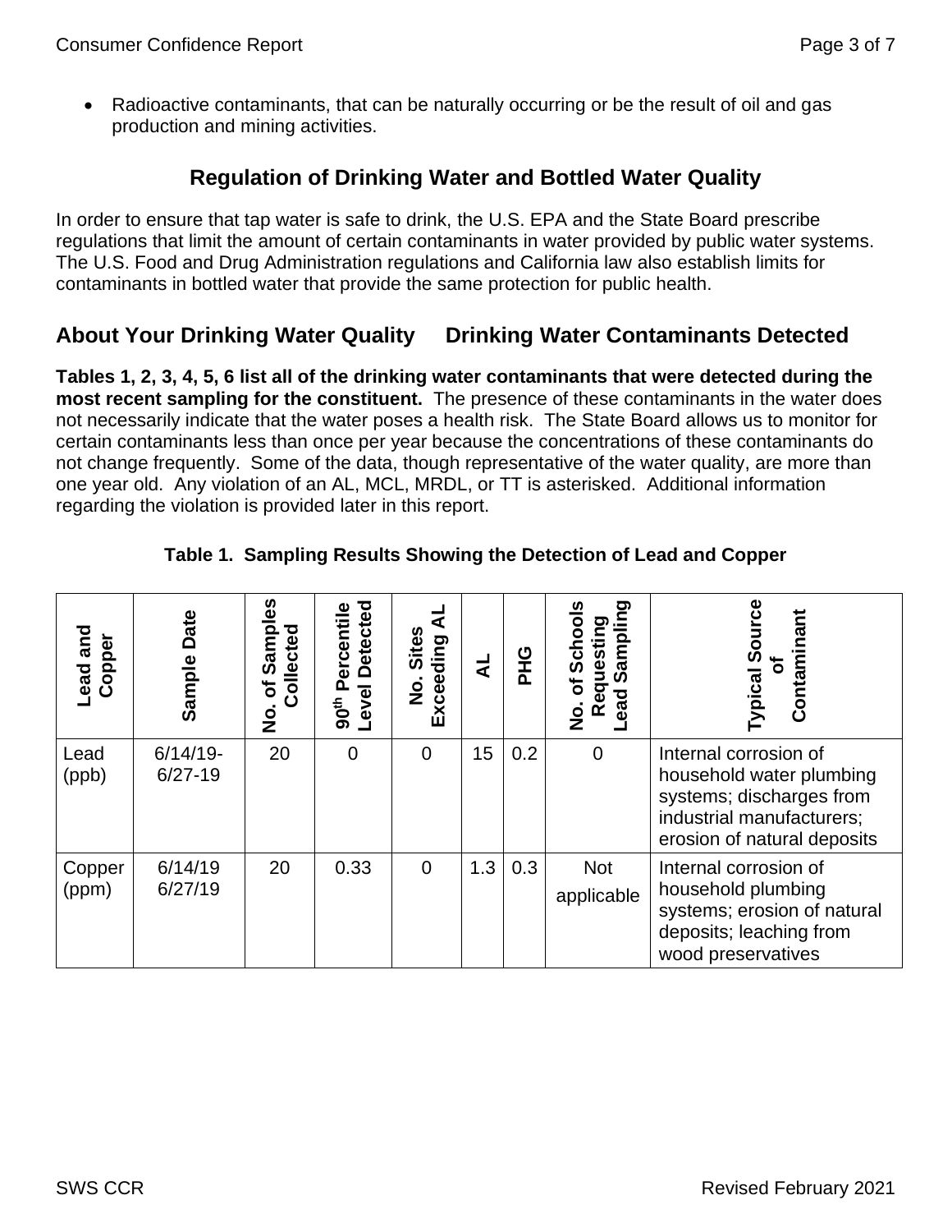- Radioactive contaminants, that can be naturally occurring or be the result of oil and gas production and mining activities.

## Regulation of Drinking Water and Bottled Water Quality

In order to ensure that tap water is safe to drink, the U.S. EPA and the State Board prescribe regulations that limit the amount of certain contaminants in water provided by public water systems. The U.S. Food and Drug Administration regulations and California law also establish limits for contaminants in bottled water that provide the same protection for public health.

## About Your Drinking Water Quality     Drinking Water Contaminants Detected

**Tables 1, 2, 3, 4, 5, 6 list all of the drinking water contaminants that were detected during the most recent sampling for the constituent.** The presence of these contaminants in the water does not necessarily indicate that the water poses a health risk. The State Board allows us to monitor for certain contaminants less than once per year because the concentrations of these contaminants do not change frequently. Some of the data, though representative of the water quality, are more than one year old. Any violation of an AL, MCL, MRDL, or TT is asterisked. Additional information regarding the violation is provided later in this report.

**Table 1. Sampling Results Showing the Detection of Lead and Copper**

| Lead and Copper | Sample Date | No. of Samples Collected | 90th Percentile Level Detected | No. Sites Exceeding AL | AL | PHG | No. of Schools Requesting Lead Sampling | Typical Source of Contaminant |
|---|---|---|---|---|---|---|---|---|
| Lead (ppb) | 6/14/19-6/27-19 | 20 | 0 | 0 | 15 | 0.2 | 0 | Internal corrosion of household water plumbing systems; discharges from industrial manufacturers; erosion of natural deposits |
| Copper (ppm) | 6/14/19 6/27/19 | 20 | 0.33 | 0 | 1.3 | 0.3 | Not applicable | Internal corrosion of household plumbing systems; erosion of natural deposits; leaching from wood preservatives |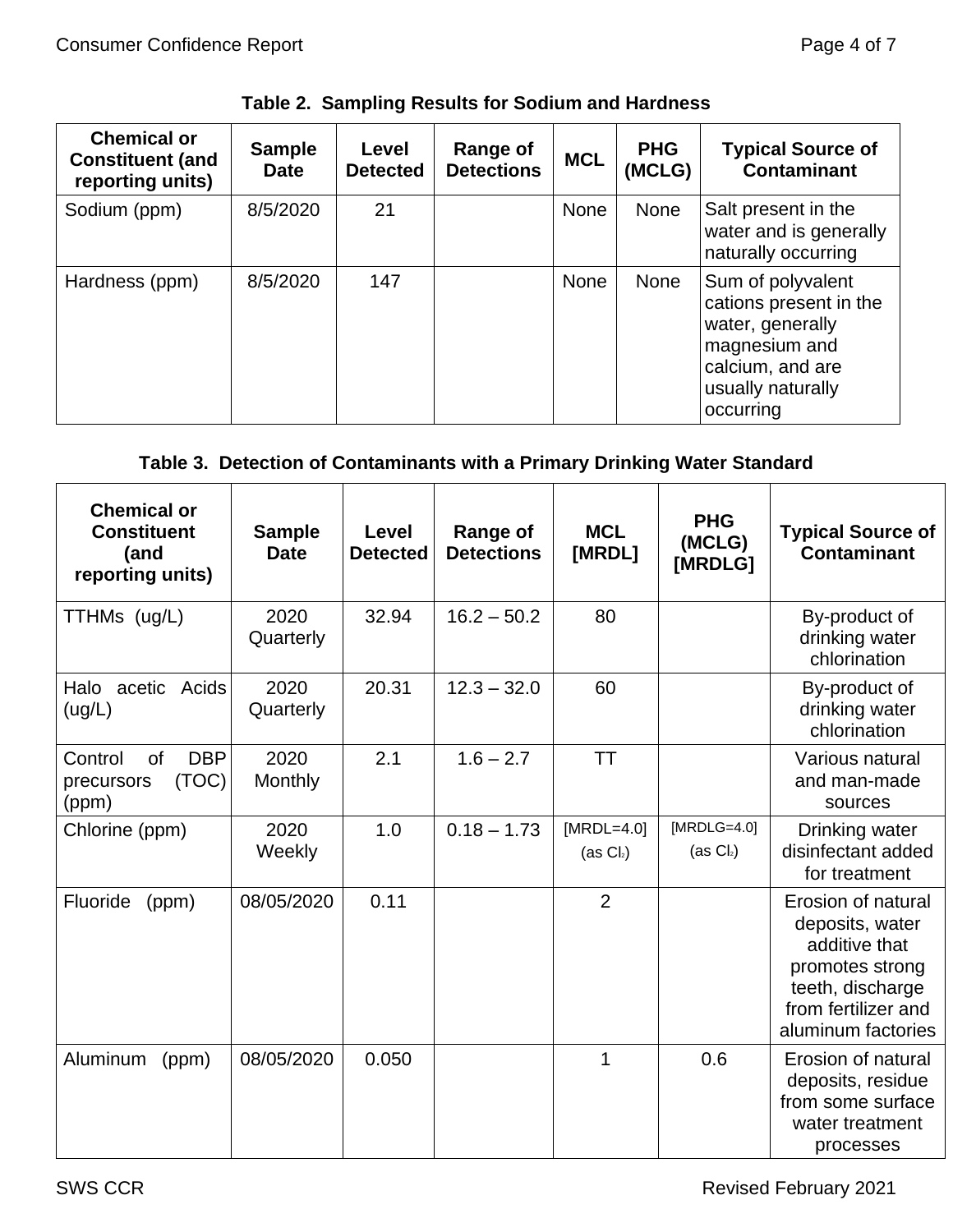**Table 2. Sampling Results for Sodium and Hardness**

| Chemical or Constituent (and reporting units) | Sample Date | Level Detected | Range of Detections | MCL | PHG (MCLG) | Typical Source of Contaminant |
|---|---|---|---|---|---|---|
| Sodium (ppm) | 8/5/2020 | 21 | | None | None | Salt present in the water and is generally naturally occurring |
| Hardness (ppm) | 8/5/2020 | 147 | | None | None | Sum of polyvalent cations present in the water, generally magnesium and calcium, and are usually naturally occurring |

**Table 3. Detection of Contaminants with a Primary Drinking Water Standard**

| Chemical or Constituent (and reporting units) | Sample Date | Level Detected | Range of Detections | MCL [MRDL] | PHG (MCLG) [MRDLG] | Typical Source of Contaminant |
|---|---|---|---|---|---|---|
| TTHMs (ug/L) | 2020 Quarterly | 32.94 | 16.2 – 50.2 | 80 | | By-product of drinking water chlorination |
| Halo acetic Acids (ug/L) | 2020 Quarterly | 20.31 | 12.3 – 32.0 | 60 | | By-product of drinking water chlorination |
| Control of DBP precursors (TOC) (ppm) | 2020 Monthly | 2.1 | 1.6 – 2.7 | TT | | Various natural and man-made sources |
| Chlorine (ppm) | 2020 Weekly | 1.0 | 0.18 – 1.73 | [MRDL=4.0] (as $Cl_2$) | [MRDLG=4.0] (as $Cl_2$) | Drinking water disinfectant added for treatment |
| Fluoride (ppm) | 08/05/2020 | 0.11 | | 2 | | Erosion of natural deposits, water additive that promotes strong teeth, discharge from fertilizer and aluminum factories |
| Aluminum (ppm) | 08/05/2020 | 0.050 | | 1 | 0.6 | Erosion of natural deposits, residue from some surface water treatment processes |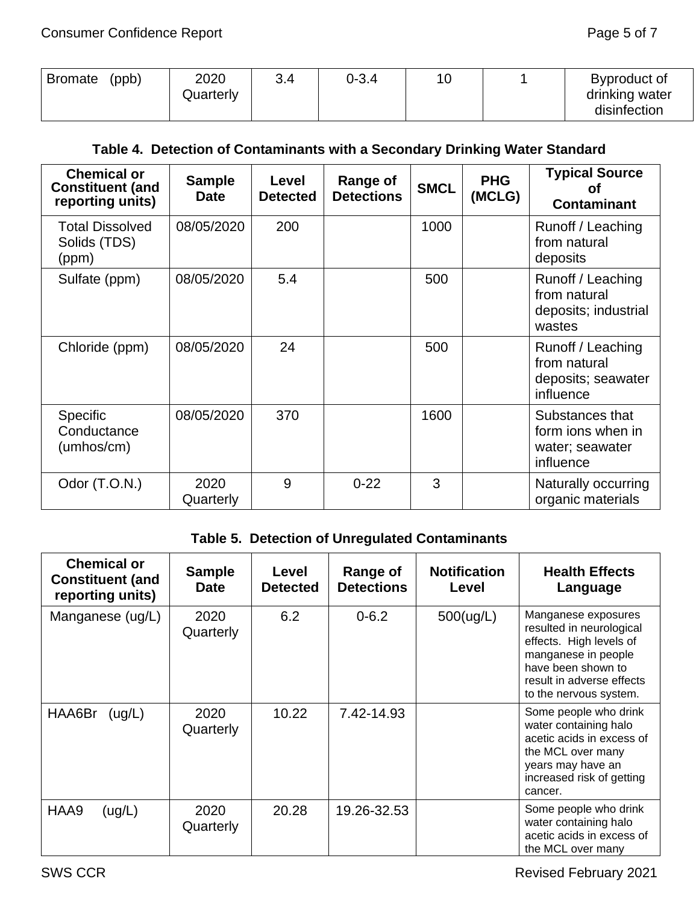| Bromate (ppb) | 2020 Quarterly | 3.4 | 0-3.4 | 10 | 1 | Byproduct of drinking water disinfection |
|---|---|---|---|---|---|---|

**Table 4. Detection of Contaminants with a Secondary Drinking Water Standard**

| Chemical or Constituent (and reporting units) | Sample Date | Level Detected | Range of Detections | SMCL | PHG (MCLG) | Typical Source of Contaminant |
|---|---|---|---|---|---|---|
| Total Dissolved Solids (TDS) (ppm) | 08/05/2020 | 200 | | 1000 | | Runoff / Leaching from natural deposits |
| Sulfate (ppm) | 08/05/2020 | 5.4 | | 500 | | Runoff / Leaching from natural deposits; industrial wastes |
| Chloride (ppm) | 08/05/2020 | 24 | | 500 | | Runoff / Leaching from natural deposits; seawater influence |
| Specific Conductance (umhos/cm) | 08/05/2020 | 370 | | 1600 | | Substances that form ions when in water; seawater influence |
| Odor (T.O.N.) | 2020 Quarterly | 9 | 0-22 | 3 | | Naturally occurring organic materials |

**Table 5. Detection of Unregulated Contaminants**

| Chemical or Constituent (and reporting units) | Sample Date | Level Detected | Range of Detections | Notification Level | Health Effects Language |
|---|---|---|---|---|---|
| Manganese (ug/L) | 2020 Quarterly | 6.2 | 0-6.2 | 500(ug/L) | Manganese exposures resulted in neurological effects. High levels of manganese in people have been shown to result in adverse effects to the nervous system. |
| HAA6Br (ug/L) | 2020 Quarterly | 10.22 | 7.42-14.93 | | Some people who drink water containing halo acetic acids in excess of the MCL over many years may have an increased risk of getting cancer. |
| HAA9 (ug/L) | 2020 Quarterly | 20.28 | 19.26-32.53 | | Some people who drink water containing halo acetic acids in excess of the MCL over many |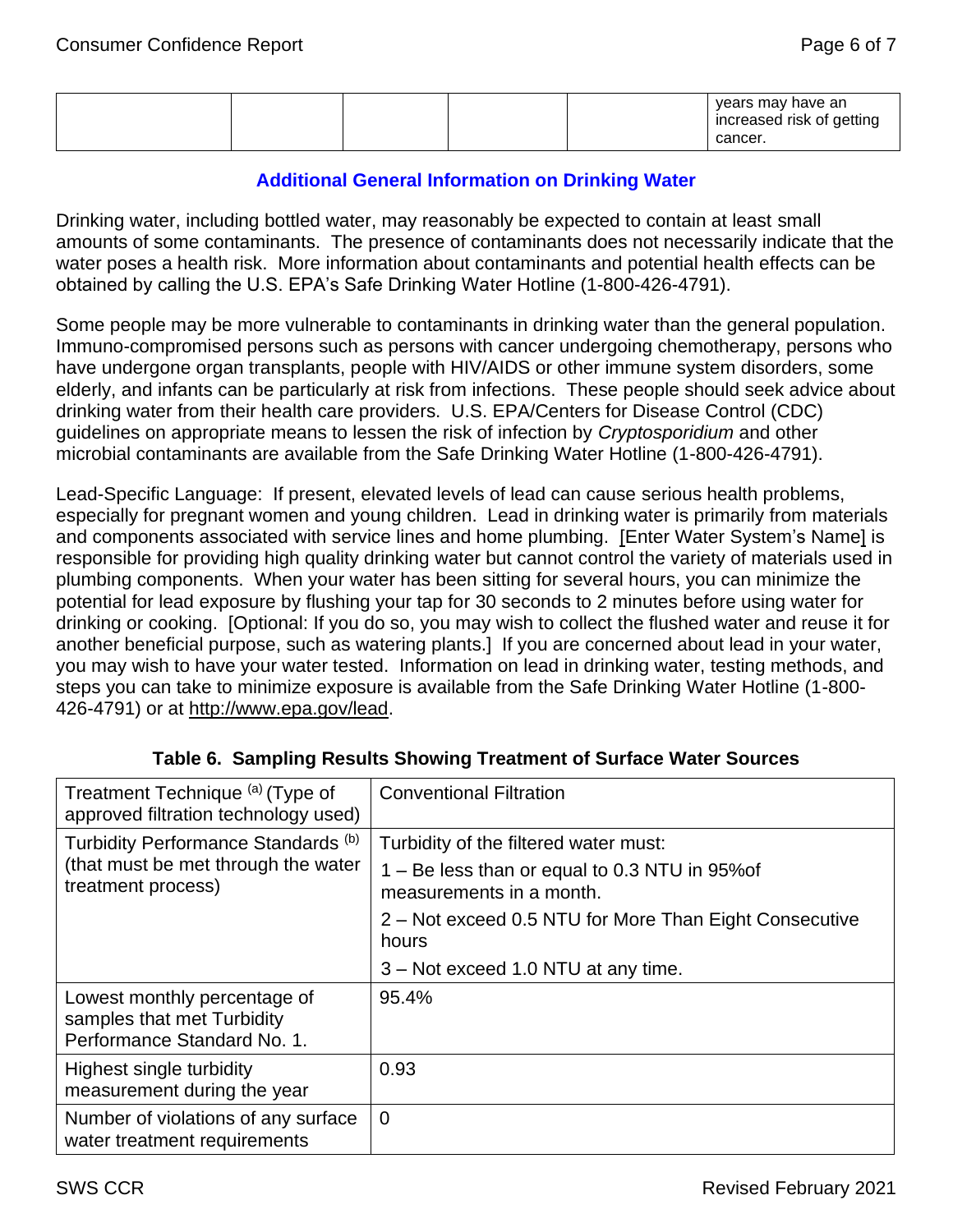| | | | | | years may have an increased risk of getting cancer. |
|---|---|---|---|---|---|

## Additional General Information on Drinking Water

Drinking water, including bottled water, may reasonably be expected to contain at least small amounts of some contaminants. The presence of contaminants does not necessarily indicate that the water poses a health risk. More information about contaminants and potential health effects can be obtained by calling the U.S. EPA's Safe Drinking Water Hotline (1-800-426-4791).

Some people may be more vulnerable to contaminants in drinking water than the general population. Immuno-compromised persons such as persons with cancer undergoing chemotherapy, persons who have undergone organ transplants, people with HIV/AIDS or other immune system disorders, some elderly, and infants can be particularly at risk from infections. These people should seek advice about drinking water from their health care providers. U.S. EPA/Centers for Disease Control (CDC) guidelines on appropriate means to lessen the risk of infection by *Cryptosporidium* and other microbial contaminants are available from the Safe Drinking Water Hotline (1-800-426-4791).

Lead-Specific Language: If present, elevated levels of lead can cause serious health problems, especially for pregnant women and young children. Lead in drinking water is primarily from materials and components associated with service lines and home plumbing. [Enter Water System's Name] is responsible for providing high quality drinking water but cannot control the variety of materials used in plumbing components. When your water has been sitting for several hours, you can minimize the potential for lead exposure by flushing your tap for 30 seconds to 2 minutes before using water for drinking or cooking. [Optional: If you do so, you may wish to collect the flushed water and reuse it for another beneficial purpose, such as watering plants.] If you are concerned about lead in your water, you may wish to have your water tested. Information on lead in drinking water, testing methods, and steps you can take to minimize exposure is available from the Safe Drinking Water Hotline (1-800-426-4791) or at http://www.epa.gov/lead.

**Table 6. Sampling Results Showing Treatment of Surface Water Sources**

| Treatment Technique [(a)] (Type of approved filtration technology used) | Conventional Filtration |
|---|---|
| Turbidity Performance Standards [(b)] (that must be met through the water treatment process) | Turbidity of the filtered water must:<br>1 – Be less than or equal to 0.3 NTU in 95%of measurements in a month.<br>2 – Not exceed 0.5 NTU for More Than Eight Consecutive hours<br>3 – Not exceed 1.0 NTU at any time. |
| Lowest monthly percentage of samples that met Turbidity Performance Standard No. 1. | 95.4% |
| Highest single turbidity measurement during the year | 0.93 |
| Number of violations of any surface water treatment requirements | 0 |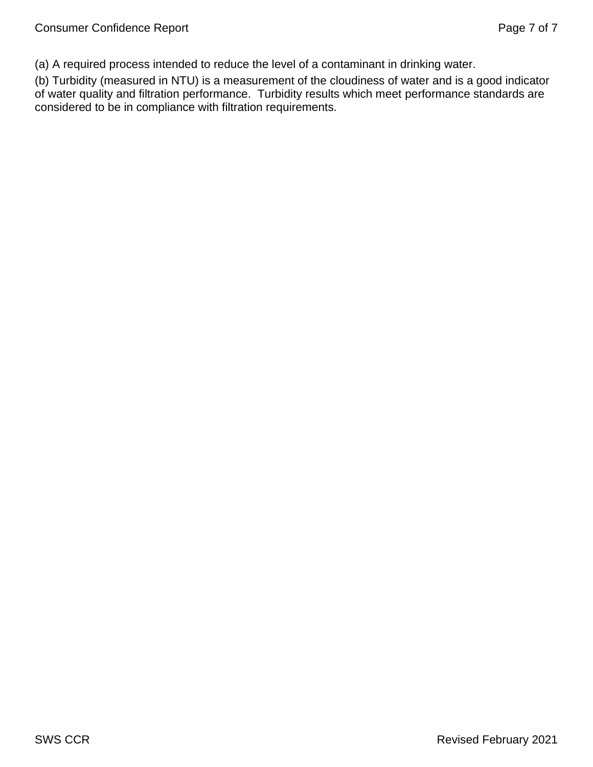(a) A required process intended to reduce the level of a contaminant in drinking water.

(b) Turbidity (measured in NTU) is a measurement of the cloudiness of water and is a good indicator of water quality and filtration performance. Turbidity results which meet performance standards are considered to be in compliance with filtration requirements.